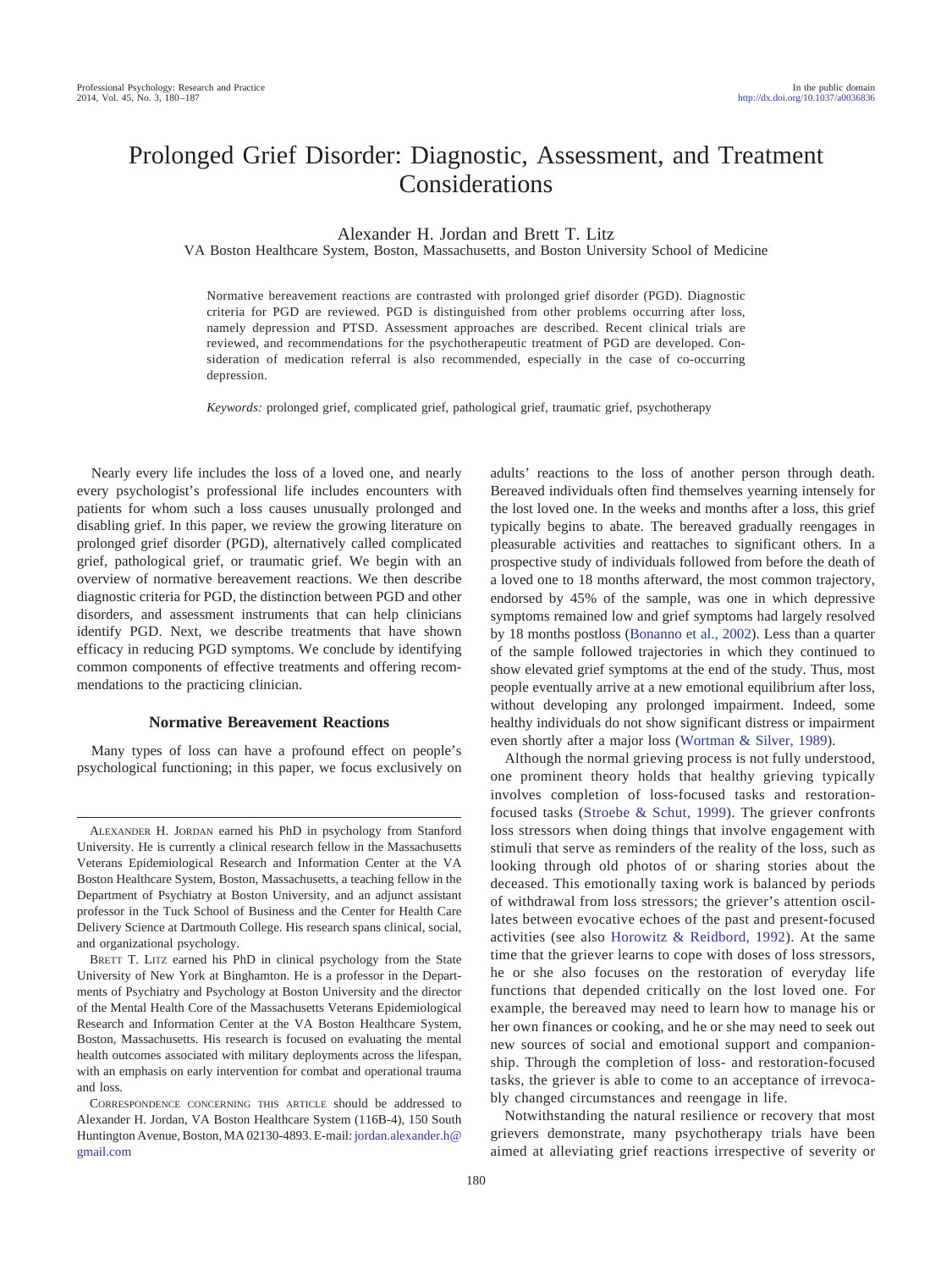# Prolonged Grief Disorder: Diagnostic, Assessment, and Treatment Considerations

Alexander H. Jordan and Brett T. Litz
VA Boston Healthcare System, Boston, Massachusetts, and Boston University School of Medicine

Normative bereavement reactions are contrasted with prolonged grief disorder (PGD). Diagnostic criteria for PGD are reviewed. PGD is distinguished from other problems occurring after loss, namely depression and PTSD. Assessment approaches are described. Recent clinical trials are reviewed, and recommendations for the psychotherapeutic treatment of PGD are developed. Consideration of medication referral is also recommended, especially in the case of co-occurring depression.

*Keywords:* prolonged grief, complicated grief, pathological grief, traumatic grief, psychotherapy

Nearly every life includes the loss of a loved one, and nearly every psychologist's professional life includes encounters with patients for whom such a loss causes unusually prolonged and disabling grief. In this paper, we review the growing literature on prolonged grief disorder (PGD), alternatively called complicated grief, pathological grief, or traumatic grief. We begin with an overview of normative bereavement reactions. We then describe diagnostic criteria for PGD, the distinction between PGD and other disorders, and assessment instruments that can help clinicians identify PGD. Next, we describe treatments that have shown efficacy in reducing PGD symptoms. We conclude by identifying common components of effective treatments and offering recommendations to the practicing clinician.

## Normative Bereavement Reactions

Many types of loss can have a profound effect on people's psychological functioning; in this paper, we focus exclusively on adults' reactions to the loss of another person through death. Bereaved individuals often find themselves yearning intensely for the lost loved one. In the weeks and months after a loss, this grief typically begins to abate. The bereaved gradually reengages in pleasurable activities and reattaches to significant others. In a prospective study of individuals followed from before the death of a loved one to 18 months afterward, the most common trajectory, endorsed by 45% of the sample, was one in which depressive symptoms remained low and grief symptoms had largely resolved by 18 months postloss (Bonanno et al., 2002). Less than a quarter of the sample followed trajectories in which they continued to show elevated grief symptoms at the end of the study. Thus, most people eventually arrive at a new emotional equilibrium after loss, without developing any prolonged impairment. Indeed, some healthy individuals do not show significant distress or impairment even shortly after a major loss (Wortman & Silver, 1989).

Although the normal grieving process is not fully understood, one prominent theory holds that healthy grieving typically involves completion of loss-focused tasks and restoration-focused tasks (Stroebe & Schut, 1999). The griever confronts loss stressors when doing things that involve engagement with stimuli that serve as reminders of the reality of the loss, such as looking through old photos of or sharing stories about the deceased. This emotionally taxing work is balanced by periods of withdrawal from loss stressors; the griever's attention oscillates between evocative echoes of the past and present-focused activities (see also Horowitz & Reidbord, 1992). At the same time that the griever learns to cope with doses of loss stressors, he or she also focuses on the restoration of everyday life functions that depended critically on the lost loved one. For example, the bereaved may need to learn how to manage his or her own finances or cooking, and he or she may need to seek out new sources of social and emotional support and companionship. Through the completion of loss- and restoration-focused tasks, the griever is able to come to an acceptance of irrevocably changed circumstances and reengage in life.

Notwithstanding the natural resilience or recovery that most grievers demonstrate, many psychotherapy trials have been aimed at alleviating grief reactions irrespective of severity or

---

Alexander H. Jordan earned his PhD in psychology from Stanford University. He is currently a clinical research fellow in the Massachusetts Veterans Epidemiological Research and Information Center at the VA Boston Healthcare System, Boston, Massachusetts, a teaching fellow in the Department of Psychiatry at Boston University, and an adjunct assistant professor in the Tuck School of Business and the Center for Health Care Delivery Science at Dartmouth College. His research spans clinical, social, and organizational psychology.

Brett T. Litz earned his PhD in clinical psychology from the State University of New York at Binghamton. He is a professor in the Departments of Psychiatry and Psychology at Boston University and the director of the Mental Health Core of the Massachusetts Veterans Epidemiological Research and Information Center at the VA Boston Healthcare System, Boston, Massachusetts. His research is focused on evaluating the mental health outcomes associated with military deployments across the lifespan, with an emphasis on early intervention for combat and operational trauma and loss.

Correspondence concerning this article should be addressed to Alexander H. Jordan, VA Boston Healthcare System (116B-4), 150 South Huntington Avenue, Boston, MA 02130-4893. E-mail: jordan.alexander.h@gmail.com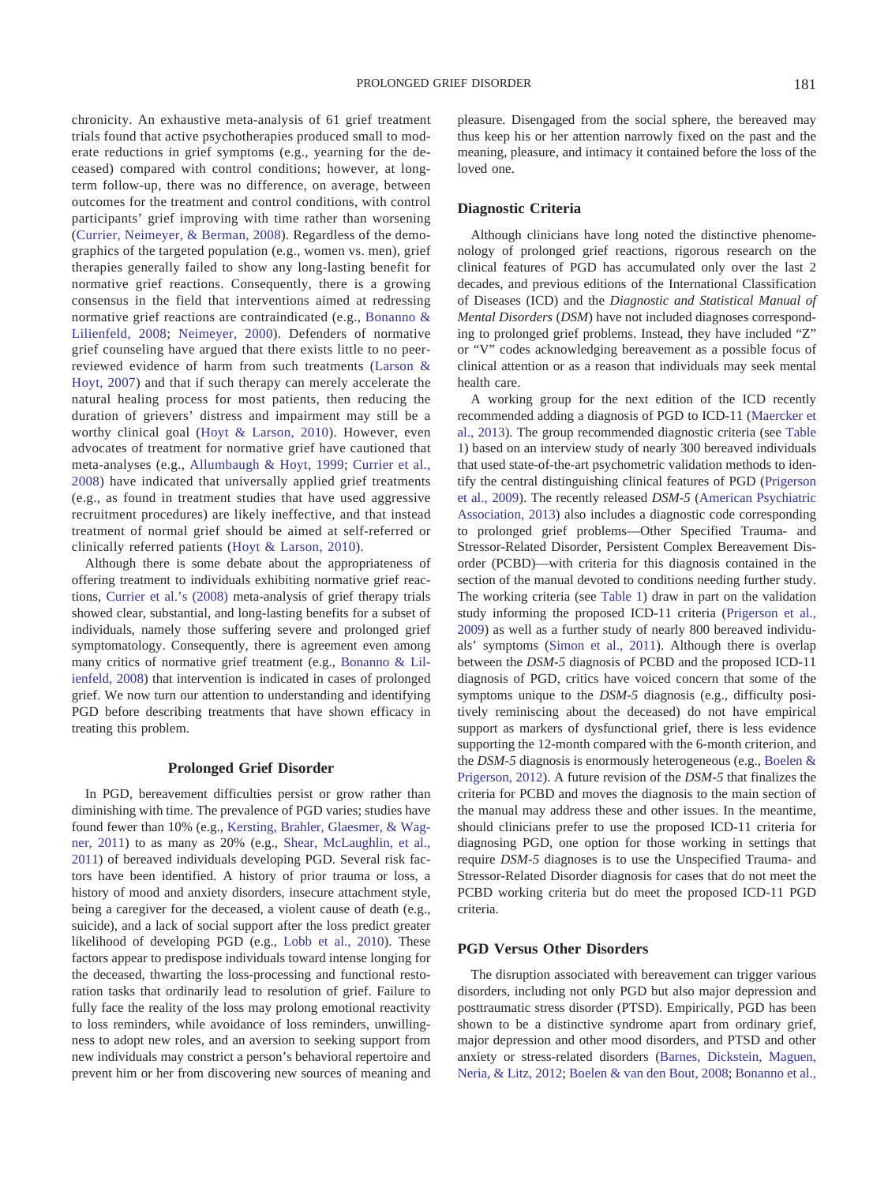chronicity. An exhaustive meta-analysis of 61 grief treatment trials found that active psychotherapies produced small to moderate reductions in grief symptoms (e.g., yearning for the deceased) compared with control conditions; however, at long-term follow-up, there was no difference, on average, between outcomes for the treatment and control conditions, with control participants' grief improving with time rather than worsening (Currier, Neimeyer, & Berman, 2008). Regardless of the demographics of the targeted population (e.g., women vs. men), grief therapies generally failed to show any long-lasting benefit for normative grief reactions. Consequently, there is a growing consensus in the field that interventions aimed at redressing normative grief reactions are contraindicated (e.g., Bonanno & Lilienfeld, 2008; Neimeyer, 2000). Defenders of normative grief counseling have argued that there exists little to no peer-reviewed evidence of harm from such treatments (Larson & Hoyt, 2007) and that if such therapy can merely accelerate the natural healing process for most patients, then reducing the duration of grievers' distress and impairment may still be a worthy clinical goal (Hoyt & Larson, 2010). However, even advocates of treatment for normative grief have cautioned that meta-analyses (e.g., Allumbaugh & Hoyt, 1999; Currier et al., 2008) have indicated that universally applied grief treatments (e.g., as found in treatment studies that have used aggressive recruitment procedures) are likely ineffective, and that instead treatment of normal grief should be aimed at self-referred or clinically referred patients (Hoyt & Larson, 2010).

Although there is some debate about the appropriateness of offering treatment to individuals exhibiting normative grief reactions, Currier et al.'s (2008) meta-analysis of grief therapy trials showed clear, substantial, and long-lasting benefits for a subset of individuals, namely those suffering severe and prolonged grief symptomatology. Consequently, there is agreement even among many critics of normative grief treatment (e.g., Bonanno & Lilienfeld, 2008) that intervention is indicated in cases of prolonged grief. We now turn our attention to understanding and identifying PGD before describing treatments that have shown efficacy in treating this problem.

## Prolonged Grief Disorder

In PGD, bereavement difficulties persist or grow rather than diminishing with time. The prevalence of PGD varies; studies have found fewer than 10% (e.g., Kersting, Brahler, Glaesmer, & Wagner, 2011) to as many as 20% (e.g., Shear, McLaughlin, et al., 2011) of bereaved individuals developing PGD. Several risk factors have been identified. A history of prior trauma or loss, a history of mood and anxiety disorders, insecure attachment style, being a caregiver for the deceased, a violent cause of death (e.g., suicide), and a lack of social support after the loss predict greater likelihood of developing PGD (e.g., Lobb et al., 2010). These factors appear to predispose individuals toward intense longing for the deceased, thwarting the loss-processing and functional restoration tasks that ordinarily lead to resolution of grief. Failure to fully face the reality of the loss may prolong emotional reactivity to loss reminders, while avoidance of loss reminders, unwillingness to adopt new roles, and an aversion to seeking support from new individuals may constrict a person's behavioral repertoire and prevent him or her from discovering new sources of meaning and pleasure. Disengaged from the social sphere, the bereaved may thus keep his or her attention narrowly fixed on the past and the meaning, pleasure, and intimacy it contained before the loss of the loved one.

### Diagnostic Criteria

Although clinicians have long noted the distinctive phenomenology of prolonged grief reactions, rigorous research on the clinical features of PGD has accumulated only over the last 2 decades, and previous editions of the International Classification of Diseases (ICD) and the *Diagnostic and Statistical Manual of Mental Disorders* (*DSM*) have not included diagnoses corresponding to prolonged grief problems. Instead, they have included "Z" or "V" codes acknowledging bereavement as a possible focus of clinical attention or as a reason that individuals may seek mental health care.

A working group for the next edition of the ICD recently recommended adding a diagnosis of PGD to ICD-11 (Maercker et al., 2013). The group recommended diagnostic criteria (see Table 1) based on an interview study of nearly 300 bereaved individuals that used state-of-the-art psychometric validation methods to identify the central distinguishing clinical features of PGD (Prigerson et al., 2009). The recently released *DSM-5* (American Psychiatric Association, 2013) also includes a diagnostic code corresponding to prolonged grief problems—Other Specified Trauma- and Stressor-Related Disorder, Persistent Complex Bereavement Disorder (PCBD)—with criteria for this diagnosis contained in the section of the manual devoted to conditions needing further study. The working criteria (see Table 1) draw in part on the validation study informing the proposed ICD-11 criteria (Prigerson et al., 2009) as well as a further study of nearly 800 bereaved individuals' symptoms (Simon et al., 2011). Although there is overlap between the *DSM-5* diagnosis of PCBD and the proposed ICD-11 diagnosis of PGD, critics have voiced concern that some of the symptoms unique to the *DSM-5* diagnosis (e.g., difficulty positively reminiscing about the deceased) do not have empirical support as markers of dysfunctional grief, there is less evidence supporting the 12-month compared with the 6-month criterion, and the *DSM-5* diagnosis is enormously heterogeneous (e.g., Boelen & Prigerson, 2012). A future revision of the *DSM-5* that finalizes the criteria for PCBD and moves the diagnosis to the main section of the manual may address these and other issues. In the meantime, should clinicians prefer to use the proposed ICD-11 criteria for diagnosing PGD, one option for those working in settings that require *DSM-5* diagnoses is to use the Unspecified Trauma- and Stressor-Related Disorder diagnosis for cases that do not meet the PCBD working criteria but do meet the proposed ICD-11 PGD criteria.

### PGD Versus Other Disorders

The disruption associated with bereavement can trigger various disorders, including not only PGD but also major depression and posttraumatic stress disorder (PTSD). Empirically, PGD has been shown to be a distinctive syndrome apart from ordinary grief, major depression and other mood disorders, and PTSD and other anxiety or stress-related disorders (Barnes, Dickstein, Maguen, Neria, & Litz, 2012; Boelen & van den Bout, 2008; Bonanno et al.,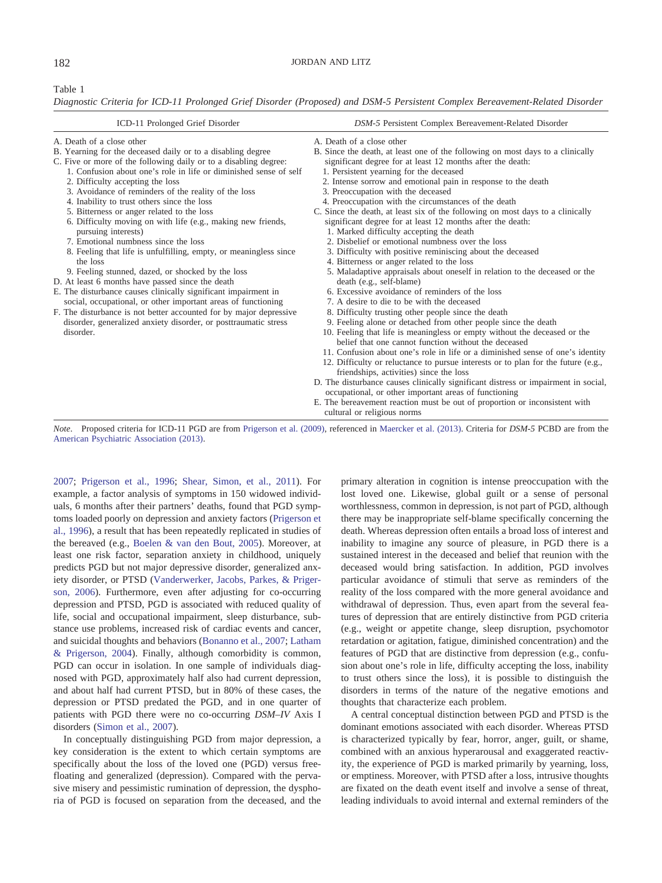Table 1
*Diagnostic Criteria for ICD-11 Prolonged Grief Disorder (Proposed) and DSM-5 Persistent Complex Bereavement-Related Disorder*

| ICD-11 Prolonged Grief Disorder | *DSM-5* Persistent Complex Bereavement-Related Disorder |
|---|---|
| A. Death of a close other<br>B. Yearning for the deceased daily or to a disabling degree<br>C. Five or more of the following daily or to a disabling degree:<br>1. Confusion about one's role in life or diminished sense of self<br>2. Difficulty accepting the loss<br>3. Avoidance of reminders of the reality of the loss<br>4. Inability to trust others since the loss<br>5. Bitterness or anger related to the loss<br>6. Difficulty moving on with life (e.g., making new friends, pursuing interests)<br>7. Emotional numbness since the loss<br>8. Feeling that life is unfulfilling, empty, or meaningless since the loss<br>9. Feeling stunned, dazed, or shocked by the loss<br>D. At least 6 months have passed since the death<br>E. The disturbance causes clinically significant impairment in social, occupational, or other important areas of functioning<br>F. The disturbance is not better accounted for by major depressive disorder, generalized anxiety disorder, or posttraumatic stress disorder. | A. Death of a close other<br>B. Since the death, at least one of the following on most days to a clinically significant degree for at least 12 months after the death:<br>1. Persistent yearning for the deceased<br>2. Intense sorrow and emotional pain in response to the death<br>3. Preoccupation with the deceased<br>4. Preoccupation with the circumstances of the death<br>C. Since the death, at least six of the following on most days to a clinically significant degree for at least 12 months after the death:<br>1. Marked difficulty accepting the death<br>2. Disbelief or emotional numbness over the loss<br>3. Difficulty with positive reminiscing about the deceased<br>4. Bitterness or anger related to the loss<br>5. Maladaptive appraisals about oneself in relation to the deceased or the death (e.g., self-blame)<br>6. Excessive avoidance of reminders of the loss<br>7. A desire to die to be with the deceased<br>8. Difficulty trusting other people since the death<br>9. Feeling alone or detached from other people since the death<br>10. Feeling that life is meaningless or empty without the deceased or the belief that one cannot function without the deceased<br>11. Confusion about one's role in life or a diminished sense of one's identity<br>12. Difficulty or reluctance to pursue interests or to plan for the future (e.g., friendships, activities) since the loss<br>D. The disturbance causes clinically significant distress or impairment in social, occupational, or other important areas of functioning<br>E. The bereavement reaction must be out of proportion or inconsistent with cultural or religious norms |

*Note*. Proposed criteria for ICD-11 PGD are from Prigerson et al. (2009), referenced in Maercker et al. (2013). Criteria for *DSM-5* PCBD are from the American Psychiatric Association (2013).

2007; Prigerson et al., 1996; Shear, Simon, et al., 2011). For example, a factor analysis of symptoms in 150 widowed individuals, 6 months after their partners' deaths, found that PGD symptoms loaded poorly on depression and anxiety factors (Prigerson et al., 1996), a result that has been repeatedly replicated in studies of the bereaved (e.g., Boelen & van den Bout, 2005). Moreover, at least one risk factor, separation anxiety in childhood, uniquely predicts PGD but not major depressive disorder, generalized anxiety disorder, or PTSD (Vanderwerker, Jacobs, Parkes, & Prigerson, 2006). Furthermore, even after adjusting for co-occurring depression and PTSD, PGD is associated with reduced quality of life, social and occupational impairment, sleep disturbance, substance use problems, increased risk of cardiac events and cancer, and suicidal thoughts and behaviors (Bonanno et al., 2007; Latham & Prigerson, 2004). Finally, although comorbidity is common, PGD can occur in isolation. In one sample of individuals diagnosed with PGD, approximately half also had current depression, and about half had current PTSD, but in 80% of these cases, the depression or PTSD predated the PGD, and in one quarter of patients with PGD there were no co-occurring *DSM–IV* Axis I disorders (Simon et al., 2007).

In conceptually distinguishing PGD from major depression, a key consideration is the extent to which certain symptoms are specifically about the loss of the loved one (PGD) versus free-floating and generalized (depression). Compared with the pervasive misery and pessimistic rumination of depression, the dysphoria of PGD is focused on separation from the deceased, and the primary alteration in cognition is intense preoccupation with the lost loved one. Likewise, global guilt or a sense of personal worthlessness, common in depression, is not part of PGD, although there may be inappropriate self-blame specifically concerning the death. Whereas depression often entails a broad loss of interest and inability to imagine any source of pleasure, in PGD there is a sustained interest in the deceased and belief that reunion with the deceased would bring satisfaction. In addition, PGD involves particular avoidance of stimuli that serve as reminders of the reality of the loss compared with the more general avoidance and withdrawal of depression. Thus, even apart from the several features of depression that are entirely distinctive from PGD criteria (e.g., weight or appetite change, sleep disruption, psychomotor retardation or agitation, fatigue, diminished concentration) and the features of PGD that are distinctive from depression (e.g., confusion about one's role in life, difficulty accepting the loss, inability to trust others since the loss), it is possible to distinguish the disorders in terms of the nature of the negative emotions and thoughts that characterize each problem.

A central conceptual distinction between PGD and PTSD is the dominant emotions associated with each disorder. Whereas PTSD is characterized typically by fear, horror, anger, guilt, or shame, combined with an anxious hyperarousal and exaggerated reactivity, the experience of PGD is marked primarily by yearning, loss, or emptiness. Moreover, with PTSD after a loss, intrusive thoughts are fixated on the death event itself and involve a sense of threat, leading individuals to avoid internal and external reminders of the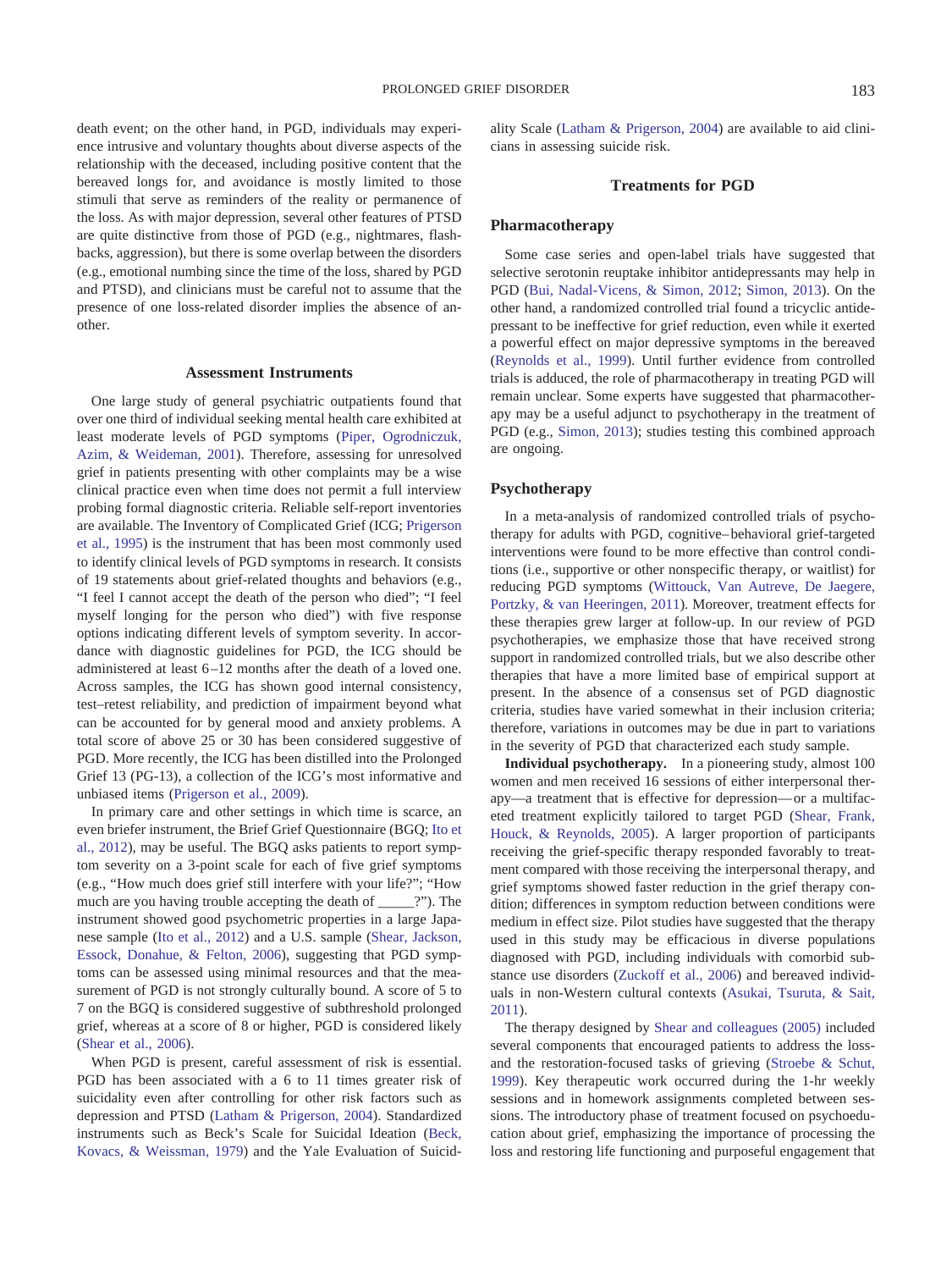death event; on the other hand, in PGD, individuals may experience intrusive and voluntary thoughts about diverse aspects of the relationship with the deceased, including positive content that the bereaved longs for, and avoidance is mostly limited to those stimuli that serve as reminders of the reality or permanence of the loss. As with major depression, several other features of PTSD are quite distinctive from those of PGD (e.g., nightmares, flashbacks, aggression), but there is some overlap between the disorders (e.g., emotional numbing since the time of the loss, shared by PGD and PTSD), and clinicians must be careful not to assume that the presence of one loss-related disorder implies the absence of another.

## Assessment Instruments

One large study of general psychiatric outpatients found that over one third of individual seeking mental health care exhibited at least moderate levels of PGD symptoms (Piper, Ogrodniczuk, Azim, & Weideman, 2001). Therefore, assessing for unresolved grief in patients presenting with other complaints may be a wise clinical practice even when time does not permit a full interview probing formal diagnostic criteria. Reliable self-report inventories are available. The Inventory of Complicated Grief (ICG; Prigerson et al., 1995) is the instrument that has been most commonly used to identify clinical levels of PGD symptoms in research. It consists of 19 statements about grief-related thoughts and behaviors (e.g., "I feel I cannot accept the death of the person who died"; "I feel myself longing for the person who died") with five response options indicating different levels of symptom severity. In accordance with diagnostic guidelines for PGD, the ICG should be administered at least 6–12 months after the death of a loved one. Across samples, the ICG has shown good internal consistency, test–retest reliability, and prediction of impairment beyond what can be accounted for by general mood and anxiety problems. A total score of above 25 or 30 has been considered suggestive of PGD. More recently, the ICG has been distilled into the Prolonged Grief 13 (PG-13), a collection of the ICG's most informative and unbiased items (Prigerson et al., 2009).

In primary care and other settings in which time is scarce, an even briefer instrument, the Brief Grief Questionnaire (BGQ; Ito et al., 2012), may be useful. The BGQ asks patients to report symptom severity on a 3-point scale for each of five grief symptoms (e.g., "How much does grief still interfere with your life?"; "How much are you having trouble accepting the death of _____?"). The instrument showed good psychometric properties in a large Japanese sample (Ito et al., 2012) and a U.S. sample (Shear, Jackson, Essock, Donahue, & Felton, 2006), suggesting that PGD symptoms can be assessed using minimal resources and that the measurement of PGD is not strongly culturally bound. A score of 5 to 7 on the BGQ is considered suggestive of subthreshold prolonged grief, whereas at a score of 8 or higher, PGD is considered likely (Shear et al., 2006).

When PGD is present, careful assessment of risk is essential. PGD has been associated with a 6 to 11 times greater risk of suicidality even after controlling for other risk factors such as depression and PTSD (Latham & Prigerson, 2004). Standardized instruments such as Beck's Scale for Suicidal Ideation (Beck, Kovacs, & Weissman, 1979) and the Yale Evaluation of Suicidality Scale (Latham & Prigerson, 2004) are available to aid clinicians in assessing suicide risk.

## Treatments for PGD

### Pharmacotherapy

Some case series and open-label trials have suggested that selective serotonin reuptake inhibitor antidepressants may help in PGD (Bui, Nadal-Vicens, & Simon, 2012; Simon, 2013). On the other hand, a randomized controlled trial found a tricyclic antidepressant to be ineffective for grief reduction, even while it exerted a powerful effect on major depressive symptoms in the bereaved (Reynolds et al., 1999). Until further evidence from controlled trials is adduced, the role of pharmacotherapy in treating PGD will remain unclear. Some experts have suggested that pharmacotherapy may be a useful adjunct to psychotherapy in the treatment of PGD (e.g., Simon, 2013); studies testing this combined approach are ongoing.

### Psychotherapy

In a meta-analysis of randomized controlled trials of psychotherapy for adults with PGD, cognitive–behavioral grief-targeted interventions were found to be more effective than control conditions (i.e., supportive or other nonspecific therapy, or waitlist) for reducing PGD symptoms (Wittouck, Van Autreve, De Jaegere, Portzky, & van Heeringen, 2011). Moreover, treatment effects for these therapies grew larger at follow-up. In our review of PGD psychotherapies, we emphasize those that have received strong support in randomized controlled trials, but we also describe other therapies that have a more limited base of empirical support at present. In the absence of a consensus set of PGD diagnostic criteria, studies have varied somewhat in their inclusion criteria; therefore, variations in outcomes may be due in part to variations in the severity of PGD that characterized each study sample.

**Individual psychotherapy.** In a pioneering study, almost 100 women and men received 16 sessions of either interpersonal therapy—a treatment that is effective for depression—or a multifaceted treatment explicitly tailored to target PGD (Shear, Frank, Houck, & Reynolds, 2005). A larger proportion of participants receiving the grief-specific therapy responded favorably to treatment compared with those receiving the interpersonal therapy, and grief symptoms showed faster reduction in the grief therapy condition; differences in symptom reduction between conditions were medium in effect size. Pilot studies have suggested that the therapy used in this study may be efficacious in diverse populations diagnosed with PGD, including individuals with comorbid substance use disorders (Zuckoff et al., 2006) and bereaved individuals in non-Western cultural contexts (Asukai, Tsuruta, & Sait, 2011).

The therapy designed by Shear and colleagues (2005) included several components that encouraged patients to address the loss- and the restoration-focused tasks of grieving (Stroebe & Schut, 1999). Key therapeutic work occurred during the 1-hr weekly sessions and in homework assignments completed between sessions. The introductory phase of treatment focused on psychoeducation about grief, emphasizing the importance of processing the loss and restoring life functioning and purposeful engagement that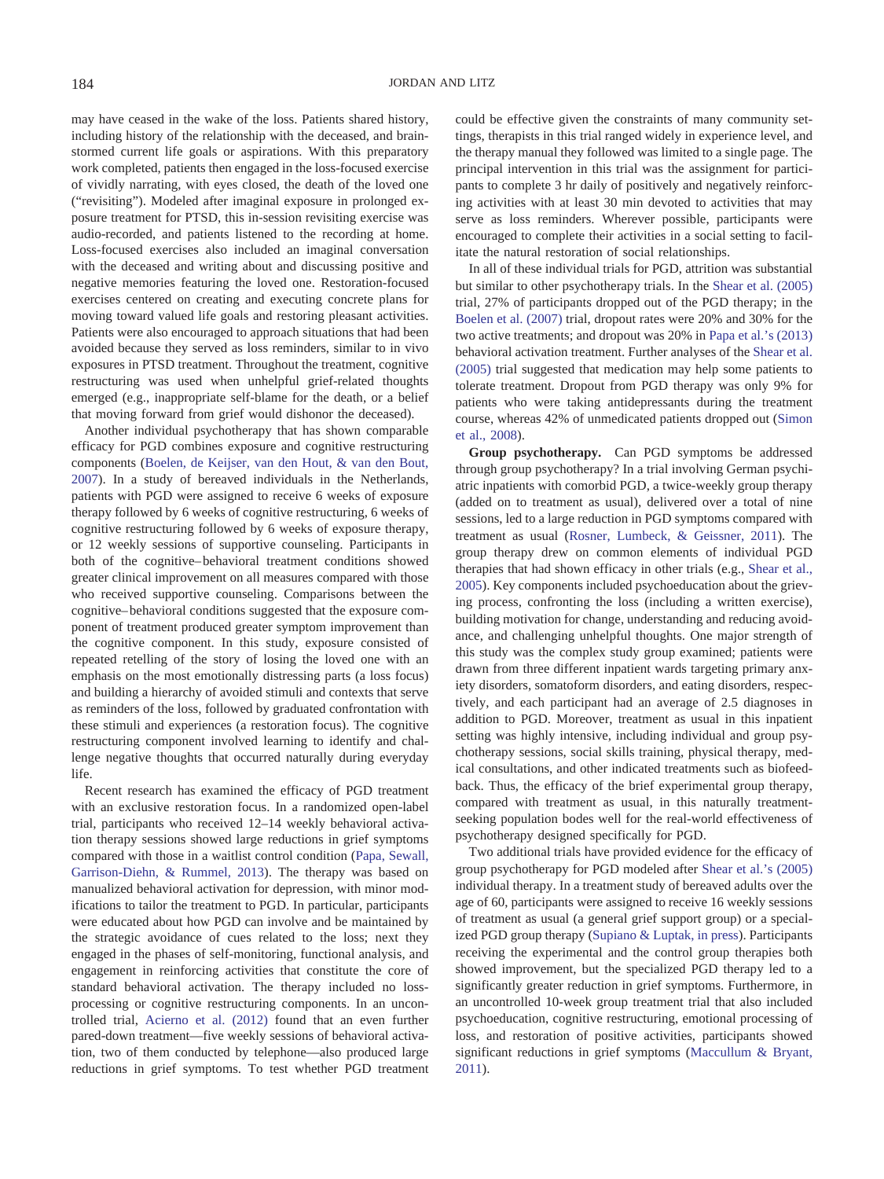may have ceased in the wake of the loss. Patients shared history, including history of the relationship with the deceased, and brainstormed current life goals or aspirations. With this preparatory work completed, patients then engaged in the loss-focused exercise of vividly narrating, with eyes closed, the death of the loved one ("revisiting"). Modeled after imaginal exposure in prolonged exposure treatment for PTSD, this in-session revisiting exercise was audio-recorded, and patients listened to the recording at home. Loss-focused exercises also included an imaginal conversation with the deceased and writing about and discussing positive and negative memories featuring the loved one. Restoration-focused exercises centered on creating and executing concrete plans for moving toward valued life goals and restoring pleasant activities. Patients were also encouraged to approach situations that had been avoided because they served as loss reminders, similar to in vivo exposures in PTSD treatment. Throughout the treatment, cognitive restructuring was used when unhelpful grief-related thoughts emerged (e.g., inappropriate self-blame for the death, or a belief that moving forward from grief would dishonor the deceased).

Another individual psychotherapy that has shown comparable efficacy for PGD combines exposure and cognitive restructuring components (Boelen, de Keijser, van den Hout, & van den Bout, 2007). In a study of bereaved individuals in the Netherlands, patients with PGD were assigned to receive 6 weeks of exposure therapy followed by 6 weeks of cognitive restructuring, 6 weeks of cognitive restructuring followed by 6 weeks of exposure therapy, or 12 weekly sessions of supportive counseling. Participants in both of the cognitive–behavioral treatment conditions showed greater clinical improvement on all measures compared with those who received supportive counseling. Comparisons between the cognitive–behavioral conditions suggested that the exposure component of treatment produced greater symptom improvement than the cognitive component. In this study, exposure consisted of repeated retelling of the story of losing the loved one with an emphasis on the most emotionally distressing parts (a loss focus) and building a hierarchy of avoided stimuli and contexts that serve as reminders of the loss, followed by graduated confrontation with these stimuli and experiences (a restoration focus). The cognitive restructuring component involved learning to identify and challenge negative thoughts that occurred naturally during everyday life.

Recent research has examined the efficacy of PGD treatment with an exclusive restoration focus. In a randomized open-label trial, participants who received 12–14 weekly behavioral activation therapy sessions showed large reductions in grief symptoms compared with those in a waitlist control condition (Papa, Sewall, Garrison-Diehn, & Rummel, 2013). The therapy was based on manualized behavioral activation for depression, with minor modifications to tailor the treatment to PGD. In particular, participants were educated about how PGD can involve and be maintained by the strategic avoidance of cues related to the loss; next they engaged in the phases of self-monitoring, functional analysis, and engagement in reinforcing activities that constitute the core of standard behavioral activation. The therapy included no loss-processing or cognitive restructuring components. In an uncontrolled trial, Acierno et al. (2012) found that an even further pared-down treatment—five weekly sessions of behavioral activation, two of them conducted by telephone—also produced large reductions in grief symptoms. To test whether PGD treatment could be effective given the constraints of many community settings, therapists in this trial ranged widely in experience level, and the therapy manual they followed was limited to a single page. The principal intervention in this trial was the assignment for participants to complete 3 hr daily of positively and negatively reinforcing activities with at least 30 min devoted to activities that may serve as loss reminders. Wherever possible, participants were encouraged to complete their activities in a social setting to facilitate the natural restoration of social relationships.

In all of these individual trials for PGD, attrition was substantial but similar to other psychotherapy trials. In the Shear et al. (2005) trial, 27% of participants dropped out of the PGD therapy; in the Boelen et al. (2007) trial, dropout rates were 20% and 30% for the two active treatments; and dropout was 20% in Papa et al.'s (2013) behavioral activation treatment. Further analyses of the Shear et al. (2005) trial suggested that medication may help some patients to tolerate treatment. Dropout from PGD therapy was only 9% for patients who were taking antidepressants during the treatment course, whereas 42% of unmedicated patients dropped out (Simon et al., 2008).

**Group psychotherapy.** Can PGD symptoms be addressed through group psychotherapy? In a trial involving German psychiatric inpatients with comorbid PGD, a twice-weekly group therapy (added on to treatment as usual), delivered over a total of nine sessions, led to a large reduction in PGD symptoms compared with treatment as usual (Rosner, Lumbeck, & Geissner, 2011). The group therapy drew on common elements of individual PGD therapies that had shown efficacy in other trials (e.g., Shear et al., 2005). Key components included psychoeducation about the grieving process, confronting the loss (including a written exercise), building motivation for change, understanding and reducing avoidance, and challenging unhelpful thoughts. One major strength of this study was the complex study group examined; patients were drawn from three different inpatient wards targeting primary anxiety disorders, somatoform disorders, and eating disorders, respectively, and each participant had an average of 2.5 diagnoses in addition to PGD. Moreover, treatment as usual in this inpatient setting was highly intensive, including individual and group psychotherapy sessions, social skills training, physical therapy, medical consultations, and other indicated treatments such as biofeedback. Thus, the efficacy of the brief experimental group therapy, compared with treatment as usual, in this naturally treatment-seeking population bodes well for the real-world effectiveness of psychotherapy designed specifically for PGD.

Two additional trials have provided evidence for the efficacy of group psychotherapy for PGD modeled after Shear et al.'s (2005) individual therapy. In a treatment study of bereaved adults over the age of 60, participants were assigned to receive 16 weekly sessions of treatment as usual (a general grief support group) or a specialized PGD group therapy (Supiano & Luptak, in press). Participants receiving the experimental and the control group therapies both showed improvement, but the specialized PGD therapy led to a significantly greater reduction in grief symptoms. Furthermore, in an uncontrolled 10-week group treatment trial that also included psychoeducation, cognitive restructuring, emotional processing of loss, and restoration of positive activities, participants showed significant reductions in grief symptoms (Maccullum & Bryant, 2011).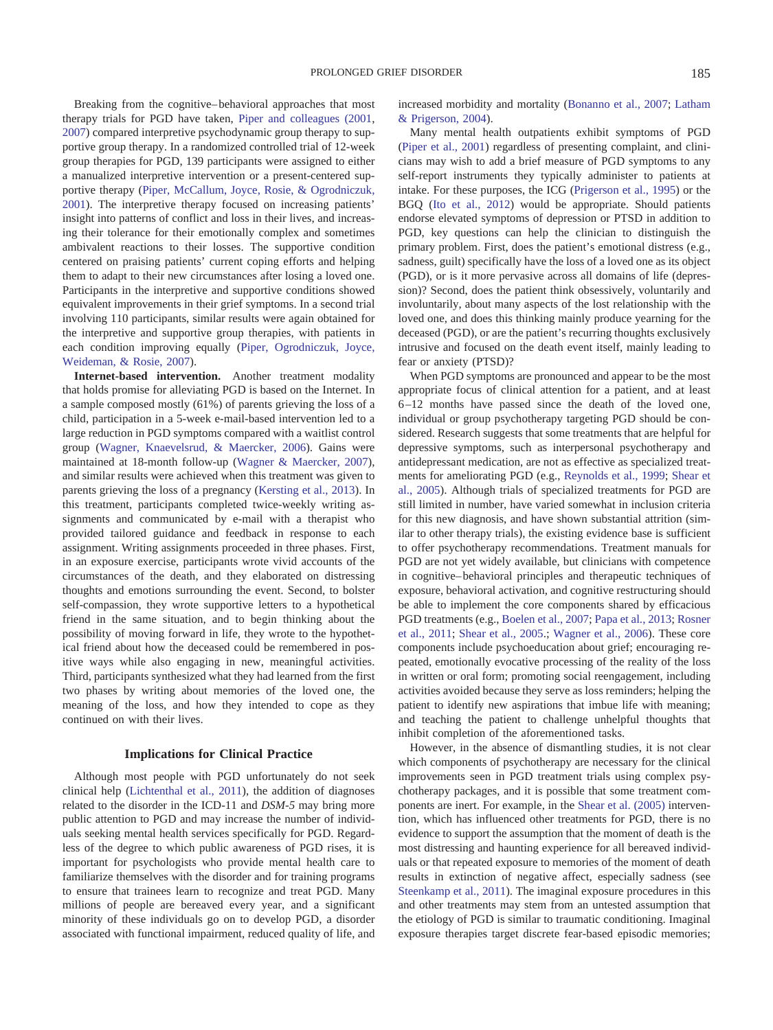Breaking from the cognitive–behavioral approaches that most therapy trials for PGD have taken, Piper and colleagues (2001, 2007) compared interpretive psychodynamic group therapy to supportive group therapy. In a randomized controlled trial of 12-week group therapies for PGD, 139 participants were assigned to either a manualized interpretive intervention or a present-centered supportive therapy (Piper, McCallum, Joyce, Rosie, & Ogrodniczuk, 2001). The interpretive therapy focused on increasing patients' insight into patterns of conflict and loss in their lives, and increasing their tolerance for their emotionally complex and sometimes ambivalent reactions to their losses. The supportive condition centered on praising patients' current coping efforts and helping them to adapt to their new circumstances after losing a loved one. Participants in the interpretive and supportive conditions showed equivalent improvements in their grief symptoms. In a second trial involving 110 participants, similar results were again obtained for the interpretive and supportive group therapies, with patients in each condition improving equally (Piper, Ogrodniczuk, Joyce, Weideman, & Rosie, 2007).

**Internet-based intervention.** Another treatment modality that holds promise for alleviating PGD is based on the Internet. In a sample composed mostly (61%) of parents grieving the loss of a child, participation in a 5-week e-mail-based intervention led to a large reduction in PGD symptoms compared with a waitlist control group (Wagner, Knaevelsrud, & Maercker, 2006). Gains were maintained at 18-month follow-up (Wagner & Maercker, 2007), and similar results were achieved when this treatment was given to parents grieving the loss of a pregnancy (Kersting et al., 2013). In this treatment, participants completed twice-weekly writing assignments and communicated by e-mail with a therapist who provided tailored guidance and feedback in response to each assignment. Writing assignments proceeded in three phases. First, in an exposure exercise, participants wrote vivid accounts of the circumstances of the death, and they elaborated on distressing thoughts and emotions surrounding the event. Second, to bolster self-compassion, they wrote supportive letters to a hypothetical friend in the same situation, and to begin thinking about the possibility of moving forward in life, they wrote to the hypothetical friend about how the deceased could be remembered in positive ways while also engaging in new, meaningful activities. Third, participants synthesized what they had learned from the first two phases by writing about memories of the loved one, the meaning of the loss, and how they intended to cope as they continued on with their lives.

## Implications for Clinical Practice

Although most people with PGD unfortunately do not seek clinical help (Lichtenthal et al., 2011), the addition of diagnoses related to the disorder in the ICD-11 and *DSM-5* may bring more public attention to PGD and may increase the number of individuals seeking mental health services specifically for PGD. Regardless of the degree to which public awareness of PGD rises, it is important for psychologists who provide mental health care to familiarize themselves with the disorder and for training programs to ensure that trainees learn to recognize and treat PGD. Many millions of people are bereaved every year, and a significant minority of these individuals go on to develop PGD, a disorder associated with functional impairment, reduced quality of life, and increased morbidity and mortality (Bonanno et al., 2007; Latham & Prigerson, 2004).

Many mental health outpatients exhibit symptoms of PGD (Piper et al., 2001) regardless of presenting complaint, and clinicians may wish to add a brief measure of PGD symptoms to any self-report instruments they typically administer to patients at intake. For these purposes, the ICG (Prigerson et al., 1995) or the BGQ (Ito et al., 2012) would be appropriate. Should patients endorse elevated symptoms of depression or PTSD in addition to PGD, key questions can help the clinician to distinguish the primary problem. First, does the patient's emotional distress (e.g., sadness, guilt) specifically have the loss of a loved one as its object (PGD), or is it more pervasive across all domains of life (depression)? Second, does the patient think obsessively, voluntarily and involuntarily, about many aspects of the lost relationship with the loved one, and does this thinking mainly produce yearning for the deceased (PGD), or are the patient's recurring thoughts exclusively intrusive and focused on the death event itself, mainly leading to fear or anxiety (PTSD)?

When PGD symptoms are pronounced and appear to be the most appropriate focus of clinical attention for a patient, and at least 6–12 months have passed since the death of the loved one, individual or group psychotherapy targeting PGD should be considered. Research suggests that some treatments that are helpful for depressive symptoms, such as interpersonal psychotherapy and antidepressant medication, are not as effective as specialized treatments for ameliorating PGD (e.g., Reynolds et al., 1999; Shear et al., 2005). Although trials of specialized treatments for PGD are still limited in number, have varied somewhat in inclusion criteria for this new diagnosis, and have shown substantial attrition (similar to other therapy trials), the existing evidence base is sufficient to offer psychotherapy recommendations. Treatment manuals for PGD are not yet widely available, but clinicians with competence in cognitive–behavioral principles and therapeutic techniques of exposure, behavioral activation, and cognitive restructuring should be able to implement the core components shared by efficacious PGD treatments (e.g., Boelen et al., 2007; Papa et al., 2013; Rosner et al., 2011; Shear et al., 2005.; Wagner et al., 2006). These core components include psychoeducation about grief; encouraging repeated, emotionally evocative processing of the reality of the loss in written or oral form; promoting social reengagement, including activities avoided because they serve as loss reminders; helping the patient to identify new aspirations that imbue life with meaning; and teaching the patient to challenge unhelpful thoughts that inhibit completion of the aforementioned tasks.

However, in the absence of dismantling studies, it is not clear which components of psychotherapy are necessary for the clinical improvements seen in PGD treatment trials using complex psychotherapy packages, and it is possible that some treatment components are inert. For example, in the Shear et al. (2005) intervention, which has influenced other treatments for PGD, there is no evidence to support the assumption that the moment of death is the most distressing and haunting experience for all bereaved individuals or that repeated exposure to memories of the moment of death results in extinction of negative affect, especially sadness (see Steenkamp et al., 2011). The imaginal exposure procedures in this and other treatments may stem from an untested assumption that the etiology of PGD is similar to traumatic conditioning. Imaginal exposure therapies target discrete fear-based episodic memories;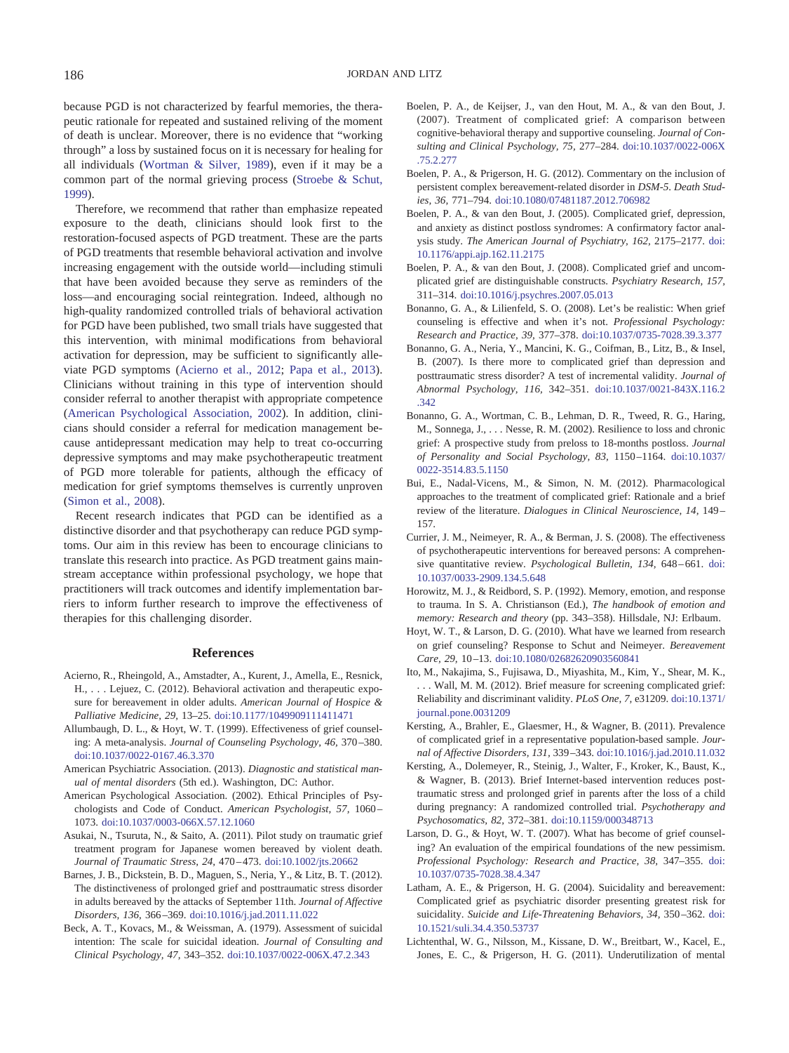because PGD is not characterized by fearful memories, the therapeutic rationale for repeated and sustained reliving of the moment of death is unclear. Moreover, there is no evidence that "working through" a loss by sustained focus on it is necessary for healing for all individuals (Wortman & Silver, 1989), even if it may be a common part of the normal grieving process (Stroebe & Schut, 1999).

Therefore, we recommend that rather than emphasize repeated exposure to the death, clinicians should look first to the restoration-focused aspects of PGD treatment. These are the parts of PGD treatments that resemble behavioral activation and involve increasing engagement with the outside world—including stimuli that have been avoided because they serve as reminders of the loss—and encouraging social reintegration. Indeed, although no high-quality randomized controlled trials of behavioral activation for PGD have been published, two small trials have suggested that this intervention, with minimal modifications from behavioral activation for depression, may be sufficient to significantly alleviate PGD symptoms (Acierno et al., 2012; Papa et al., 2013). Clinicians without training in this type of intervention should consider referral to another therapist with appropriate competence (American Psychological Association, 2002). In addition, clinicians should consider a referral for medication management because antidepressant medication may help to treat co-occurring depressive symptoms and may make psychotherapeutic treatment of PGD more tolerable for patients, although the efficacy of medication for grief symptoms themselves is currently unproven (Simon et al., 2008).

Recent research indicates that PGD can be identified as a distinctive disorder and that psychotherapy can reduce PGD symptoms. Our aim in this review has been to encourage clinicians to translate this research into practice. As PGD treatment gains mainstream acceptance within professional psychology, we hope that practitioners will track outcomes and identify implementation barriers to inform further research to improve the effectiveness of therapies for this challenging disorder.

## References

Acierno, R., Rheingold, A., Amstadter, A., Kurent, J., Amella, E., Resnick, H., . . . Lejuez, C. (2012). Behavioral activation and therapeutic exposure for bereavement in older adults. *American Journal of Hospice & Palliative Medicine, 29,* 13–25. doi:10.1177/1049909111411471

Allumbaugh, D. L., & Hoyt, W. T. (1999). Effectiveness of grief counseling: A meta-analysis. *Journal of Counseling Psychology, 46,* 370–380. doi:10.1037/0022-0167.46.3.370

American Psychiatric Association. (2013). *Diagnostic and statistical manual of mental disorders* (5th ed.). Washington, DC: Author.

American Psychological Association. (2002). Ethical Principles of Psychologists and Code of Conduct. *American Psychologist, 57,* 1060–1073. doi:10.1037/0003-066X.57.12.1060

Asukai, N., Tsuruta, N., & Saito, A. (2011). Pilot study on traumatic grief treatment program for Japanese women bereaved by violent death. *Journal of Traumatic Stress, 24,* 470–473. doi:10.1002/jts.20662

Barnes, J. B., Dickstein, B. D., Maguen, S., Neria, Y., & Litz, B. T. (2012). The distinctiveness of prolonged grief and posttraumatic stress disorder in adults bereaved by the attacks of September 11th. *Journal of Affective Disorders, 136,* 366–369. doi:10.1016/j.jad.2011.11.022

Beck, A. T., Kovacs, M., & Weissman, A. (1979). Assessment of suicidal intention: The scale for suicidal ideation. *Journal of Consulting and Clinical Psychology, 47,* 343–352. doi:10.1037/0022-006X.47.2.343

Boelen, P. A., de Keijser, J., van den Hout, M. A., & van den Bout, J. (2007). Treatment of complicated grief: A comparison between cognitive-behavioral therapy and supportive counseling. *Journal of Consulting and Clinical Psychology, 75,* 277–284. doi:10.1037/0022-006X.75.2.277

Boelen, P. A., & Prigerson, H. G. (2012). Commentary on the inclusion of persistent complex bereavement-related disorder in *DSM-5*. *Death Studies, 36,* 771–794. doi:10.1080/07481187.2012.706982

Boelen, P. A., & van den Bout, J. (2005). Complicated grief, depression, and anxiety as distinct postloss syndromes: A confirmatory factor analysis study. *The American Journal of Psychiatry, 162,* 2175–2177. doi:10.1176/appi.ajp.162.11.2175

Boelen, P. A., & van den Bout, J. (2008). Complicated grief and uncomplicated grief are distinguishable constructs. *Psychiatry Research, 157,* 311–314. doi:10.1016/j.psychres.2007.05.013

Bonanno, G. A., & Lilienfeld, S. O. (2008). Let's be realistic: When grief counseling is effective and when it's not. *Professional Psychology: Research and Practice, 39,* 377–378. doi:10.1037/0735-7028.39.3.377

Bonanno, G. A., Neria, Y., Mancini, K. G., Coifman, B., Litz, B., & Insel, B. (2007). Is there more to complicated grief than depression and posttraumatic stress disorder? A test of incremental validity. *Journal of Abnormal Psychology, 116,* 342–351. doi:10.1037/0021-843X.116.2.342

Bonanno, G. A., Wortman, C. B., Lehman, D. R., Tweed, R. G., Haring, M., Sonnega, J., . . . Nesse, R. M. (2002). Resilience to loss and chronic grief: A prospective study from preloss to 18-months postloss. *Journal of Personality and Social Psychology, 83,* 1150–1164. doi:10.1037/0022-3514.83.5.1150

Bui, E., Nadal-Vicens, M., & Simon, N. M. (2012). Pharmacological approaches to the treatment of complicated grief: Rationale and a brief review of the literature. *Dialogues in Clinical Neuroscience, 14,* 149–157.

Currier, J. M., Neimeyer, R. A., & Berman, J. S. (2008). The effectiveness of psychotherapeutic interventions for bereaved persons: A comprehensive quantitative review. *Psychological Bulletin, 134,* 648–661. doi:10.1037/0033-2909.134.5.648

Horowitz, M. J., & Reidbord, S. P. (1992). Memory, emotion, and response to trauma. In S. A. Christianson (Ed.), *The handbook of emotion and memory: Research and theory* (pp. 343–358). Hillsdale, NJ: Erlbaum.

Hoyt, W. T., & Larson, D. G. (2010). What have we learned from research on grief counseling? Response to Schut and Neimeyer. *Bereavement Care, 29,* 10–13. doi:10.1080/02682620903560841

Ito, M., Nakajima, S., Fujisawa, D., Miyashita, M., Kim, Y., Shear, M. K., . . . Wall, M. M. (2012). Brief measure for screening complicated grief: Reliability and discriminant validity. *PLoS One, 7,* e31209. doi:10.1371/journal.pone.0031209

Kersting, A., Brahler, E., Glaesmer, H., & Wagner, B. (2011). Prevalence of complicated grief in a representative population-based sample. *Journal of Affective Disorders, 131,* 339–343. doi:10.1016/j.jad.2010.11.032

Kersting, A., Dolemeyer, R., Steinig, J., Walter, F., Kroker, K., Baust, K., & Wagner, B. (2013). Brief Internet-based intervention reduces posttraumatic stress and prolonged grief in parents after the loss of a child during pregnancy: A randomized controlled trial. *Psychotherapy and Psychosomatics, 82,* 372–381. doi:10.1159/000348713

Larson, D. G., & Hoyt, W. T. (2007). What has become of grief counseling? An evaluation of the empirical foundations of the new pessimism. *Professional Psychology: Research and Practice, 38,* 347–355. doi:10.1037/0735-7028.38.4.347

Latham, A. E., & Prigerson, H. G. (2004). Suicidality and bereavement: Complicated grief as psychiatric disorder presenting greatest risk for suicidality. *Suicide and Life-Threatening Behaviors, 34,* 350–362. doi:10.1521/suli.34.4.350.53737

Lichtenthal, W. G., Nilsson, M., Kissane, D. W., Breitbart, W., Kacel, E., Jones, E. C., & Prigerson, H. G. (2011). Underutilization of mental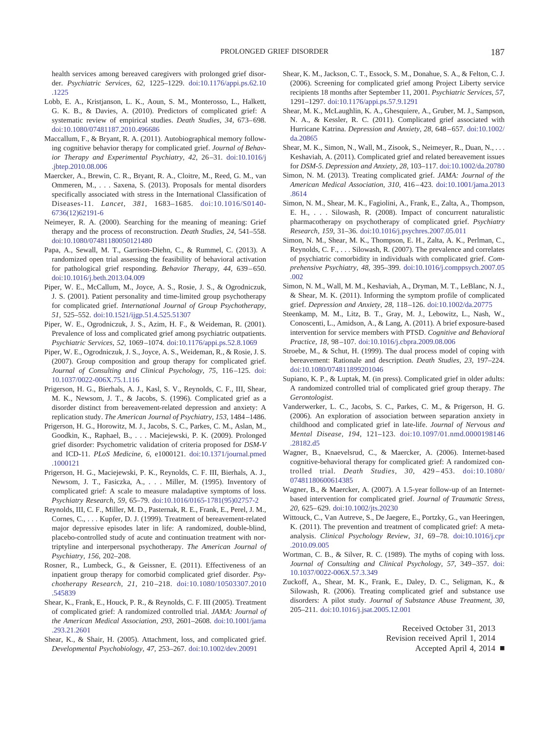health services among bereaved caregivers with prolonged grief disorder. *Psychiatric Services, 62,* 1225–1229. doi:10.1176/appi.ps.62.10.1225

Lobb, E. A., Kristjanson, L. K., Aoun, S. M., Monterosso, L., Halkett, G. K. B., & Davies, A. (2010). Predictors of complicated grief: A systematic review of empirical studies. *Death Studies, 34,* 673–698. doi:10.1080/07481187.2010.496686

Maccallum, F., & Bryant, R. A. (2011). Autobiographical memory following cognitive behavior therapy for complicated grief. *Journal of Behavior Therapy and Experimental Psychiatry, 42,* 26–31. doi:10.1016/j.jbtep.2010.08.006

Maercker, A., Brewin, C. R., Bryant, R. A., Cloitre, M., Reed, G. M., van Ommeren, M., . . . Saxena, S. (2013). Proposals for mental disorders specifically associated with stress in the International Classification of Diseases-11. *Lancet, 381,* 1683–1685. doi:10.1016/S0140-6736(12)62191-6

Neimeyer, R. A. (2000). Searching for the meaning of meaning: Grief therapy and the process of reconstruction. *Death Studies, 24,* 541–558. doi:10.1080/07481180050121480

Papa, A., Sewall, M. T., Garrison-Diehn, C., & Rummel, C. (2013). A randomized open trial assessing the feasibility of behavioral activation for pathological grief responding. *Behavior Therapy, 44,* 639–650. doi:10.1016/j.beth.2013.04.009

Piper, W. E., McCallum, M., Joyce, A. S., Rosie, J. S., & Ogrodniczuk, J. S. (2001). Patient personality and time-limited group psychotherapy for complicated grief. *International Journal of Group Psychotherapy, 51,* 525–552. doi:10.1521/ijgp.51.4.525.51307

Piper, W. E., Ogrodniczuk, J. S., Azim, H. F., & Weideman, R. (2001). Prevalence of loss and complicated grief among psychiatric outpatients. *Psychiatric Services, 52,* 1069–1074. doi:10.1176/appi.ps.52.8.1069

Piper, W. E., Ogrodniczuk, J. S., Joyce, A. S., Weideman, R., & Rosie, J. S. (2007). Group composition and group therapy for complicated grief. *Journal of Consulting and Clinical Psychology, 75,* 116–125. doi:10.1037/0022-006X.75.1.116

Prigerson, H. G., Bierhals, A. J., Kasl, S. V., Reynolds, C. F., III, Shear, M. K., Newsom, J. T., & Jacobs, S. (1996). Complicated grief as a disorder distinct from bereavement-related depression and anxiety: A replication study. *The American Journal of Psychiatry, 153,* 1484–1486.

Prigerson, H. G., Horowitz, M. J., Jacobs, S. C., Parkes, C. M., Aslan, M., Goodkin, K., Raphael, B., . . . Maciejewski, P. K. (2009). Prolonged grief disorder: Psychometric validation of criteria proposed for *DSM-V* and ICD-11. *PLoS Medicine, 6,* e1000121. doi:10.1371/journal.pmed.1000121

Prigerson, H. G., Maciejewski, P. K., Reynolds, C. F. III, Bierhals, A. J., Newsom, J. T., Fasiczka, A., . . . Miller, M. (1995). Inventory of complicated grief: A scale to measure maladaptive symptoms of loss. *Psychiatry Research, 59,* 65–79. doi:10.1016/0165-1781(95)02757-2

Reynolds, III, C. F., Miller, M. D., Pasternak, R. E., Frank, E., Perel, J. M., Cornes, C., . . . Kupfer, D. J. (1999). Treatment of bereavement-related major depressive episodes later in life: A randomized, double-blind, placebo-controlled study of acute and continuation treatment with nortriptyline and interpersonal psychotherapy. *The American Journal of Psychiatry, 156,* 202–208.

Rosner, R., Lumbeck, G., & Geissner, E. (2011). Effectiveness of an inpatient group therapy for comorbid complicated grief disorder. *Psychotherapy Research, 21,* 210–218. doi:10.1080/10503307.2010.545839

Shear, K., Frank, E., Houck, P. R., & Reynolds, C. F. III (2005). Treatment of complicated grief: A randomized controlled trial. *JAMA: Journal of the American Medical Association, 293,* 2601–2608. doi:10.1001/jama.293.21.2601

Shear, K., & Shair, H. (2005). Attachment, loss, and complicated grief. *Developmental Psychobiology, 47,* 253–267. doi:10.1002/dev.20091

Shear, K. M., Jackson, C. T., Essock, S. M., Donahue, S. A., & Felton, C. J. (2006). Screening for complicated grief among Project Liberty service recipients 18 months after September 11, 2001. *Psychiatric Services, 57,* 1291–1297. doi:10.1176/appi.ps.57.9.1291

Shear, M. K., McLaughlin, K. A., Ghesquiere, A., Gruber, M. J., Sampson, N. A., & Kessler, R. C. (2011). Complicated grief associated with Hurricane Katrina. *Depression and Anxiety, 28,* 648–657. doi:10.1002/da.20865

Shear, M. K., Simon, N., Wall, M., Zisook, S., Neimeyer, R., Duan, N., . . . Keshaviah, A. (2011). Complicated grief and related bereavement issues for *DSM-5*. *Depression and Anxiety, 28,* 103–117. doi:10.1002/da.20780

Simon, N. M. (2013). Treating complicated grief. *JAMA: Journal of the American Medical Association, 310,* 416–423. doi:10.1001/jama.2013.8614

Simon, N. M., Shear, M. K., Fagiolini, A., Frank, E., Zalta, A., Thompson, E. H., . . . Silowash, R. (2008). Impact of concurrent naturalistic pharmacotherapy on psychotherapy of complicated grief. *Psychiatry Research, 159,* 31–36. doi:10.1016/j.psychres.2007.05.011

Simon, N. M., Shear, M. K., Thompson, E. H., Zalta, A. K., Perlman, C., Reynolds, C. F., . . . Silowash, R. (2007). The prevalence and correlates of psychiatric comorbidity in individuals with complicated grief. *Comprehensive Psychiatry, 48,* 395–399. doi:10.1016/j.comppsych.2007.05.002

Simon, N. M., Wall, M. M., Keshaviah, A., Dryman, M. T., LeBlanc, N. J., & Shear, M. K. (2011). Informing the symptom profile of complicated grief. *Depression and Anxiety, 28,* 118–126. doi:10.1002/da.20775

Steenkamp, M. M., Litz, B. T., Gray, M. J., Lebowitz, L., Nash, W., Conoscenti, L., Amidson, A., & Lang, A. (2011). A brief exposure-based intervention for service members with PTSD. *Cognitive and Behavioral Practice, 18,* 98–107. doi:10.1016/j.cbpra.2009.08.006

Stroebe, M., & Schut, H. (1999). The dual process model of coping with bereavement: Rationale and description. *Death Studies, 23,* 197–224. doi:10.1080/074811899201046

Supiano, K. P., & Luptak, M. (in press). Complicated grief in older adults: A randomized controlled trial of complicated grief group therapy. *The Gerontologist*.

Vanderwerker, L. C., Jacobs, S. C., Parkes, C. M., & Prigerson, H. G. (2006). An exploration of association between separation anxiety in childhood and complicated grief in late-life. *Journal of Nervous and Mental Disease, 194,* 121–123. doi:10.1097/01.nmd.0000198146.28182.d5

Wagner, B., Knaevelsrud, C., & Maercker, A. (2006). Internet-based cognitive-behavioral therapy for complicated grief: A randomized controlled trial. *Death Studies, 30,* 429–453. doi:10.1080/07481180600614385

Wagner, B., & Maercker, A. (2007). A 1.5-year follow-up of an Internet-based intervention for complicated grief. *Journal of Traumatic Stress, 20,* 625–629. doi:10.1002/jts.20230

Wittouck, C., Van Autreve, S., De Jaegere, E., Portzky, G., van Heeringen, K. (2011). The prevention and treatment of complicated grief: A meta-analysis. *Clinical Psychology Review, 31,* 69–78. doi:10.1016/j.cpr.2010.09.005

Wortman, C. B., & Silver, R. C. (1989). The myths of coping with loss. *Journal of Consulting and Clinical Psychology, 57,* 349–357. doi:10.1037/0022-006X.57.3.349

Zuckoff, A., Shear, M. K., Frank, E., Daley, D. C., Seligman, K., & Silowash, R. (2006). Treating complicated grief and substance use disorders: A pilot study. *Journal of Substance Abuse Treatment, 30,* 205–211. doi:10.1016/j.jsat.2005.12.001

Received October 31, 2013
Revision received April 1, 2014
Accepted April 4, 2014 ■